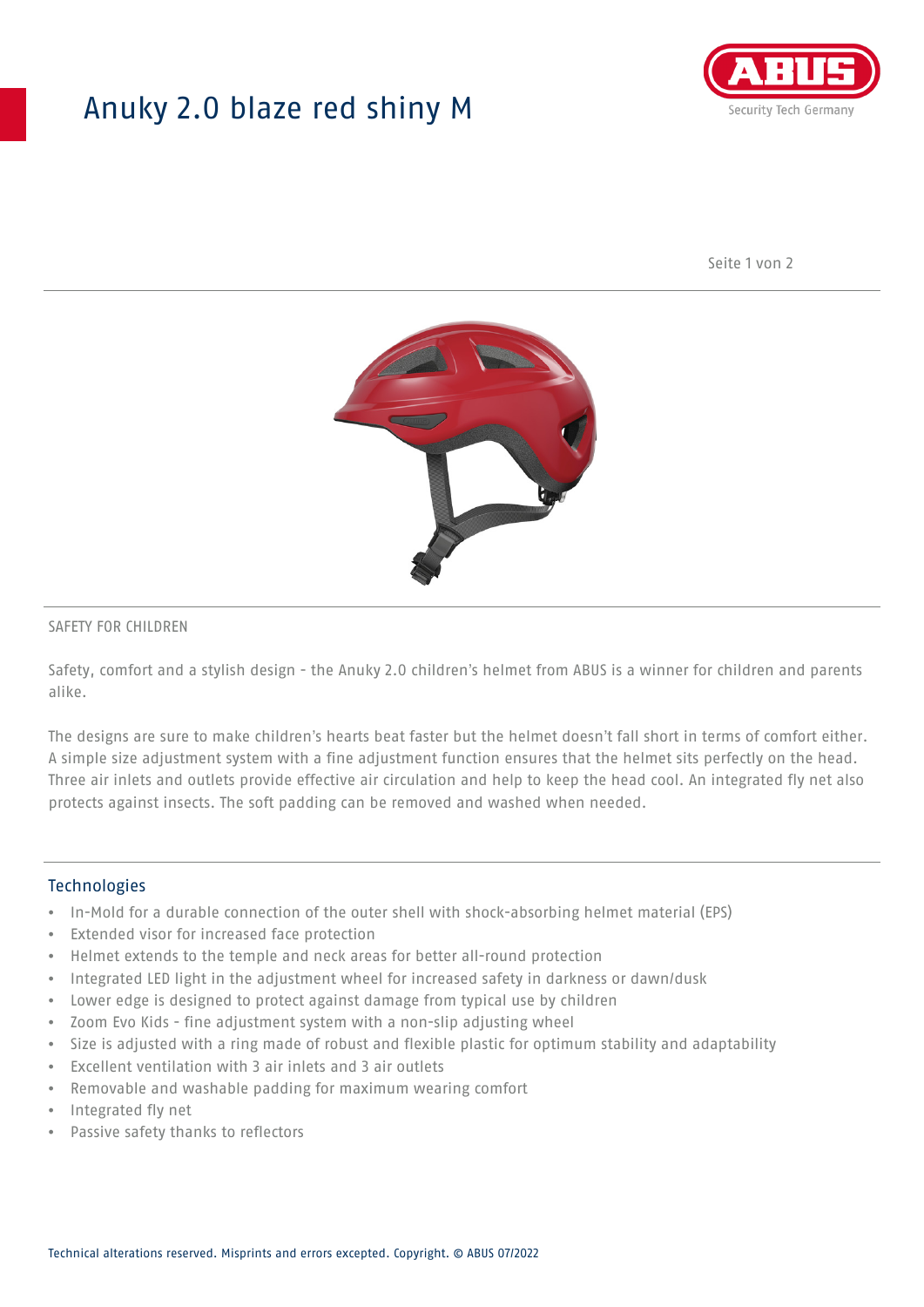# Anuky 2.0 blaze red shiny M

SAFETY FOR CHILDREN

Safety, comfort and a stylish design - the Anuky 2.0 children's helmet from ABUS is a winner for children and parents alike.

The designs are sure to make children's hearts beat faster but the helmet doesn't fall short in terms of comfort either. A simple size adjustment system with a fine adjustment function ensures that the helmet sits perfectly on the head. Three air inlets and outlets provide effective air circulation and help to keep the head cool. An integrated fly net also protects against insects. The soft padding can be removed and washed when needed.

## Technologies

- In-Mold for a durable connection of the outer shell with shock-absorbing helmet material (EPS)
- Extended visor for increased face protection
- Helmet extends to the temple and neck areas for better all-round protection
- Integrated LED light in the adjustment wheel for increased safety in darkness or dawn/dusk
- Lower edge is designed to protect against damage from typical use by children
- Zoom Evo Kids - fine adjustment system with a non-slip adjusting wheel
- Size is adjusted with a ring made of robust and flexible plastic for optimum stability and adaptability
- Excellent ventilation with 3 air inlets and 3 air outlets
- Removable and washable padding for maximum wearing comfort
- Integrated fly net
- Passive safety thanks to reflectors

Technical alterations reserved. Misprints and errors excepted. Copyright. © ABUS 07/2022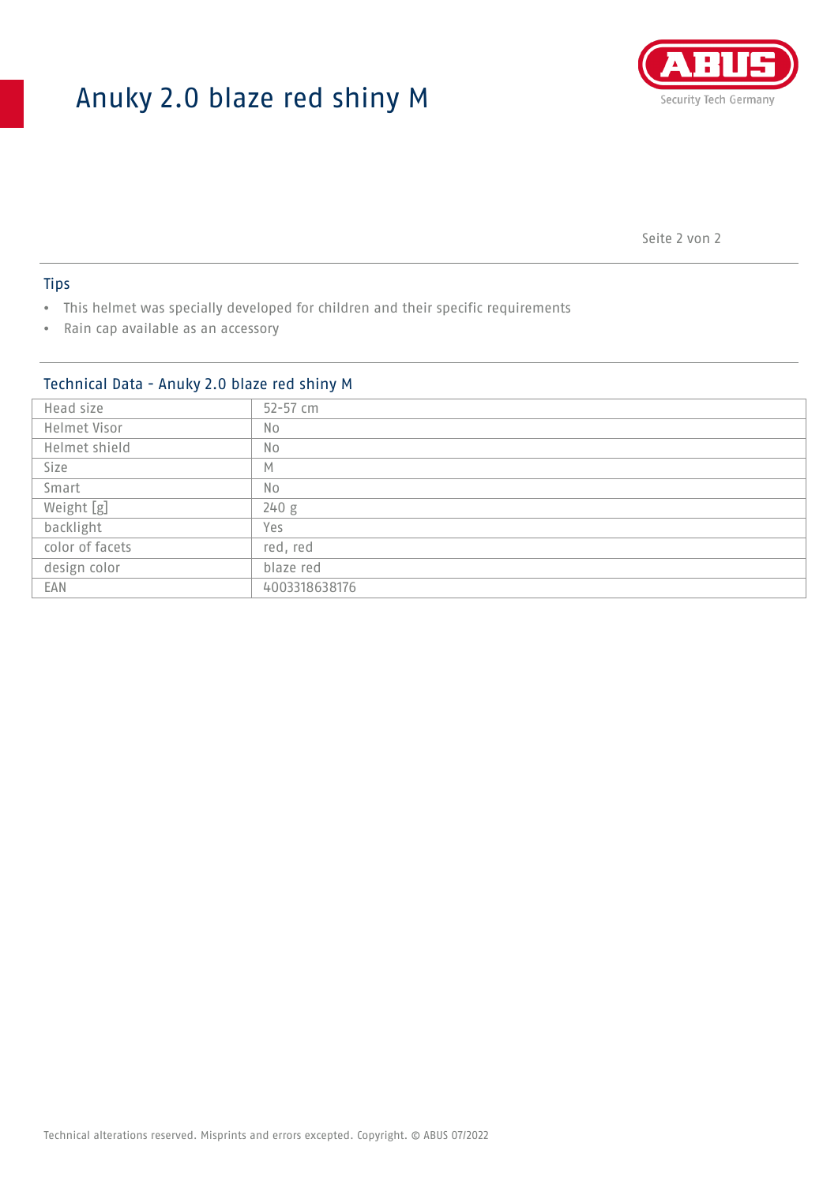# Anuky 2.0 blaze red shiny M

## Tips

- This helmet was specially developed for children and their specific requirements
- Rain cap available as an accessory

## Technical Data - Anuky 2.0 blaze red shiny M

| | |
|---|---|
| Head size | 52-57 cm |
| Helmet Visor | No |
| Helmet shield | No |
| Size | M |
| Smart | No |
| Weight [g] | 240 g |
| backlight | Yes |
| color of facets | red, red |
| design color | blaze red |
| EAN | 4003318638176 |

Technical alterations reserved. Misprints and errors excepted. Copyright. © ABUS 07/2022